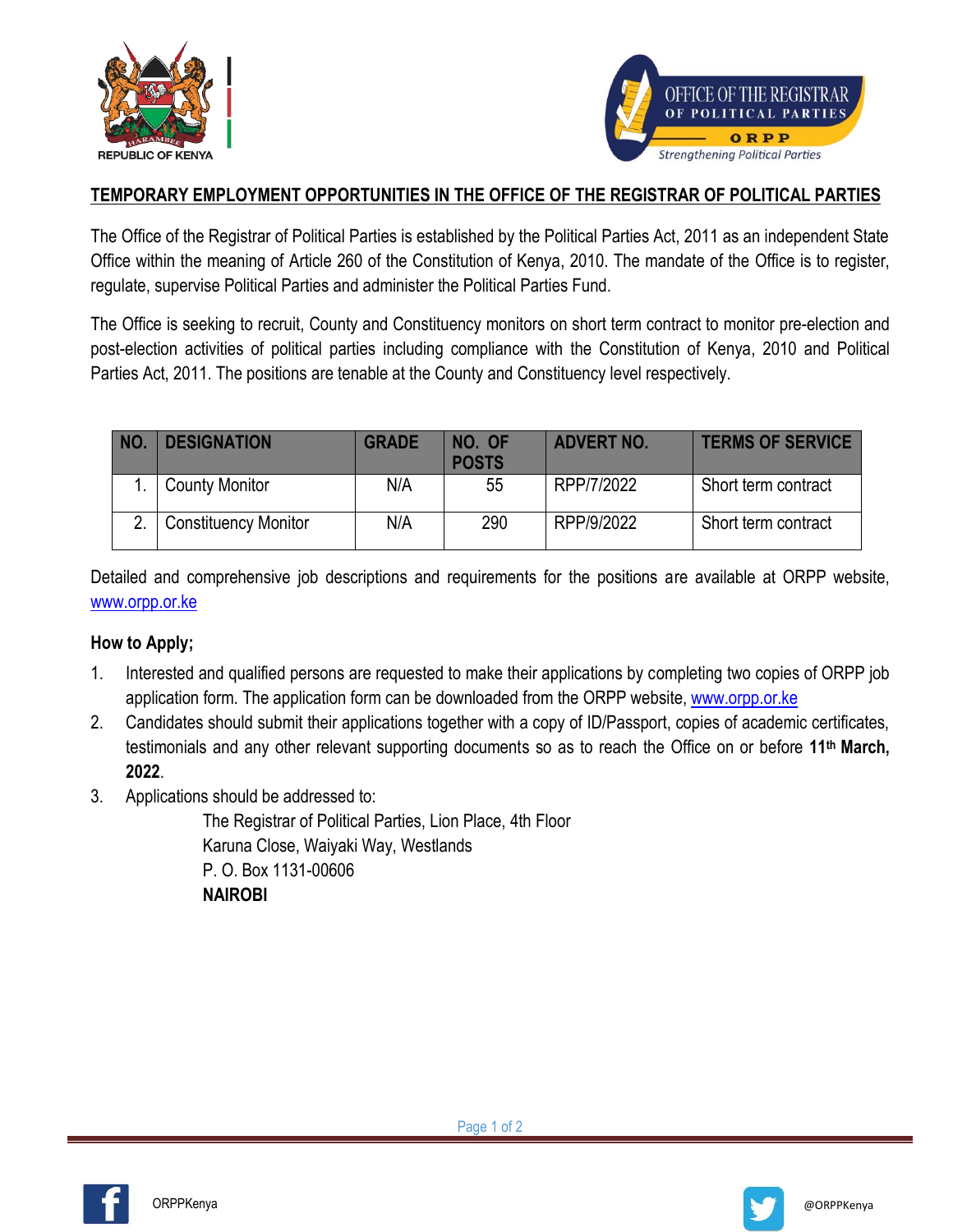REPUBLIC OF KENYA

OFFICE OF THE REGISTRAR OF POLITICAL PARTIES

ORPP

*Strengthening Political Parties*

## TEMPORARY EMPLOYMENT OPPORTUNITIES IN THE OFFICE OF THE REGISTRAR OF POLITICAL PARTIES

The Office of the Registrar of Political Parties is established by the Political Parties Act, 2011 as an independent State Office within the meaning of Article 260 of the Constitution of Kenya, 2010. The mandate of the Office is to register, regulate, supervise Political Parties and administer the Political Parties Fund.

The Office is seeking to recruit, County and Constituency monitors on short term contract to monitor pre-election and post-election activities of political parties including compliance with the Constitution of Kenya, 2010 and Political Parties Act, 2011. The positions are tenable at the County and Constituency level respectively.

| NO. | DESIGNATION | GRADE | NO. OF POSTS | ADVERT NO. | TERMS OF SERVICE |
|---|---|---|---|---|---|
| 1. | County Monitor | N/A | 55 | RPP/7/2022 | Short term contract |
| 2. | Constituency Monitor | N/A | 290 | RPP/9/2022 | Short term contract |

Detailed and comprehensive job descriptions and requirements for the positions are available at ORPP website, www.orpp.or.ke

**How to Apply;**

1. Interested and qualified persons are requested to make their applications by completing two copies of ORPP job application form. The application form can be downloaded from the ORPP website, www.orpp.or.ke
2. Candidates should submit their applications together with a copy of ID/Passport, copies of academic certificates, testimonials and any other relevant supporting documents so as to reach the Office on or before **11th March, 2022**.
3. Applications should be addressed to:

   The Registrar of Political Parties, Lion Place, 4th Floor
   Karuna Close, Waiyaki Way, Westlands
   P. O. Box 1131-00606
   **NAIROBI**

ORPPKenya

@ORPPKenya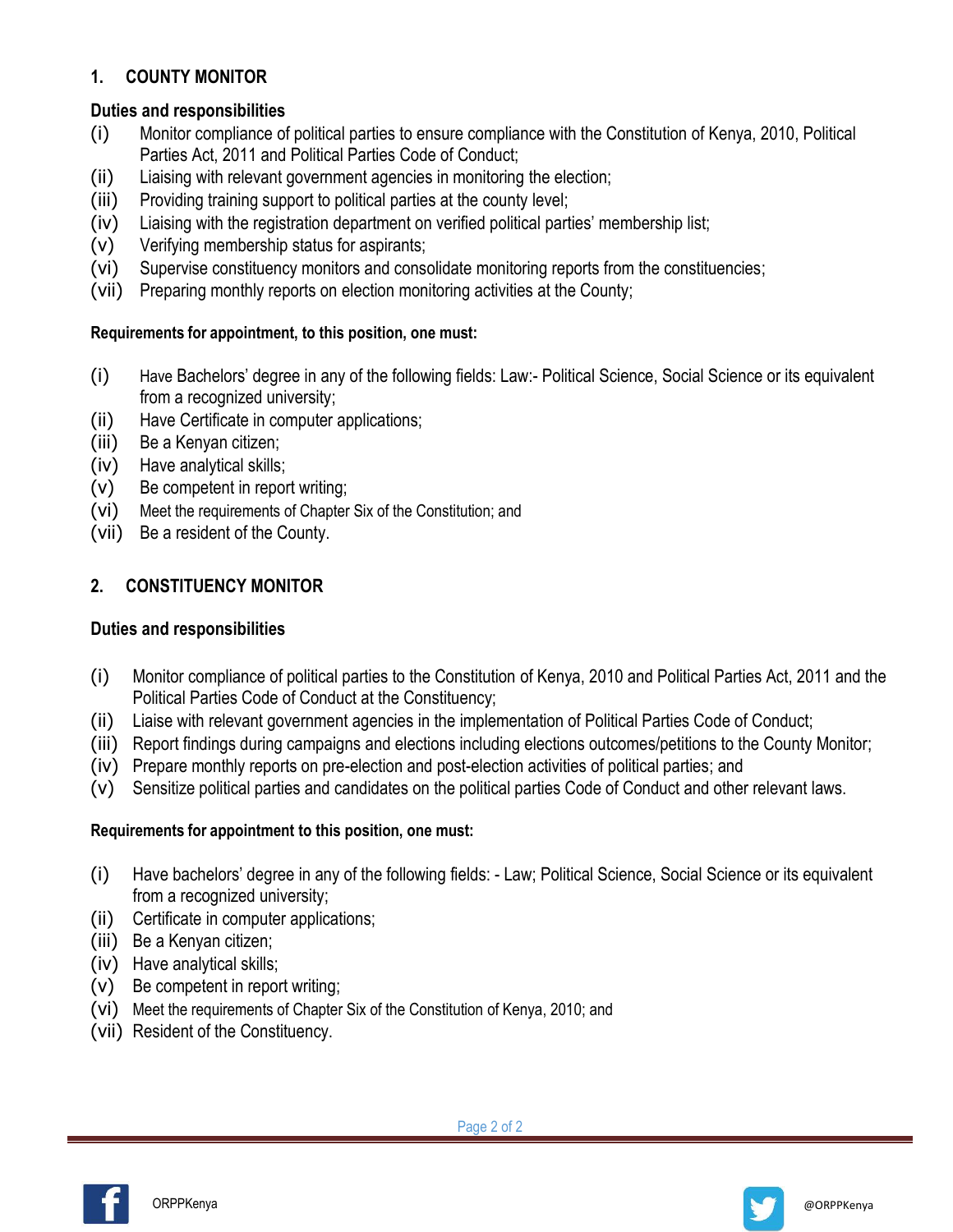## 1. COUNTY MONITOR

### Duties and responsibilities

(i) Monitor compliance of political parties to ensure compliance with the Constitution of Kenya, 2010, Political Parties Act, 2011 and Political Parties Code of Conduct;
(ii) Liaising with relevant government agencies in monitoring the election;
(iii) Providing training support to political parties at the county level;
(iv) Liaising with the registration department on verified political parties' membership list;
(v) Verifying membership status for aspirants;
(vi) Supervise constituency monitors and consolidate monitoring reports from the constituencies;
(vii) Preparing monthly reports on election monitoring activities at the County;

**Requirements for appointment, to this position, one must:**

(i) Have Bachelors' degree in any of the following fields: Law:- Political Science, Social Science or its equivalent from a recognized university;
(ii) Have Certificate in computer applications;
(iii) Be a Kenyan citizen;
(iv) Have analytical skills;
(v) Be competent in report writing;
(vi) Meet the requirements of Chapter Six of the Constitution; and
(vii) Be a resident of the County.

## 2. CONSTITUENCY MONITOR

### Duties and responsibilities

(i) Monitor compliance of political parties to the Constitution of Kenya, 2010 and Political Parties Act, 2011 and the Political Parties Code of Conduct at the Constituency;
(ii) Liaise with relevant government agencies in the implementation of Political Parties Code of Conduct;
(iii) Report findings during campaigns and elections including elections outcomes/petitions to the County Monitor;
(iv) Prepare monthly reports on pre-election and post-election activities of political parties; and
(v) Sensitize political parties and candidates on the political parties Code of Conduct and other relevant laws.

**Requirements for appointment to this position, one must:**

(i) Have bachelors' degree in any of the following fields: - Law; Political Science, Social Science or its equivalent from a recognized university;
(ii) Certificate in computer applications;
(iii) Be a Kenyan citizen;
(iv) Have analytical skills;
(v) Be competent in report writing;
(vi) Meet the requirements of Chapter Six of the Constitution of Kenya, 2010; and
(vii) Resident of the Constituency.